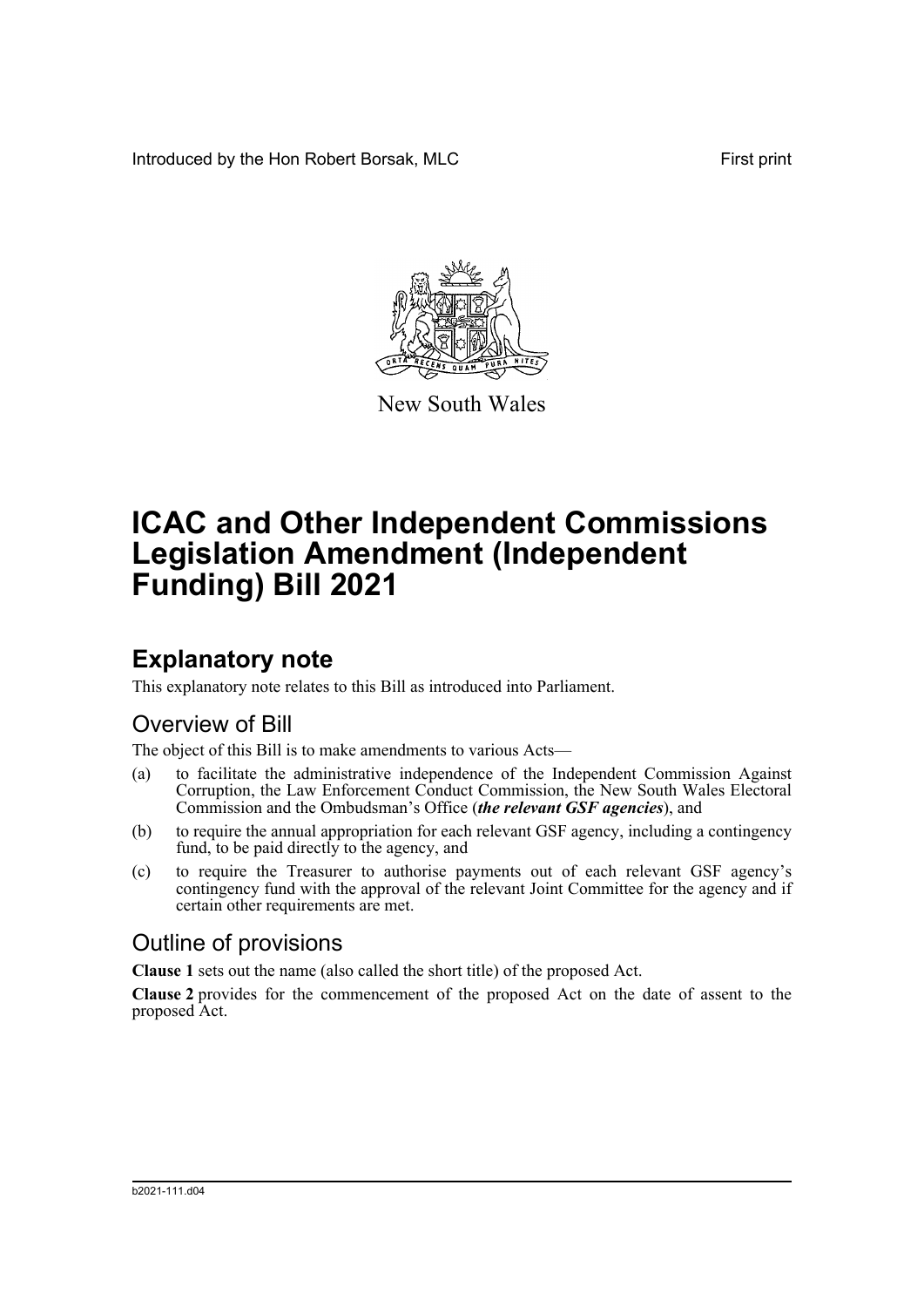Introduced by the Hon Robert Borsak, MLC First print

New South Wales

# ICAC and Other Independent Commissions Legislation Amendment (Independent Funding) Bill 2021

## Explanatory note

This explanatory note relates to this Bill as introduced into Parliament.

### Overview of Bill

The object of this Bill is to make amendments to various Acts—

(a) to facilitate the administrative independence of the Independent Commission Against Corruption, the Law Enforcement Conduct Commission, the New South Wales Electoral Commission and the Ombudsman's Office (***the relevant GSF agencies***), and

(b) to require the annual appropriation for each relevant GSF agency, including a contingency fund, to be paid directly to the agency, and

(c) to require the Treasurer to authorise payments out of each relevant GSF agency's contingency fund with the approval of the relevant Joint Committee for the agency and if certain other requirements are met.

### Outline of provisions

**Clause 1** sets out the name (also called the short title) of the proposed Act.

**Clause 2** provides for the commencement of the proposed Act on the date of assent to the proposed Act.

b2021-111.d04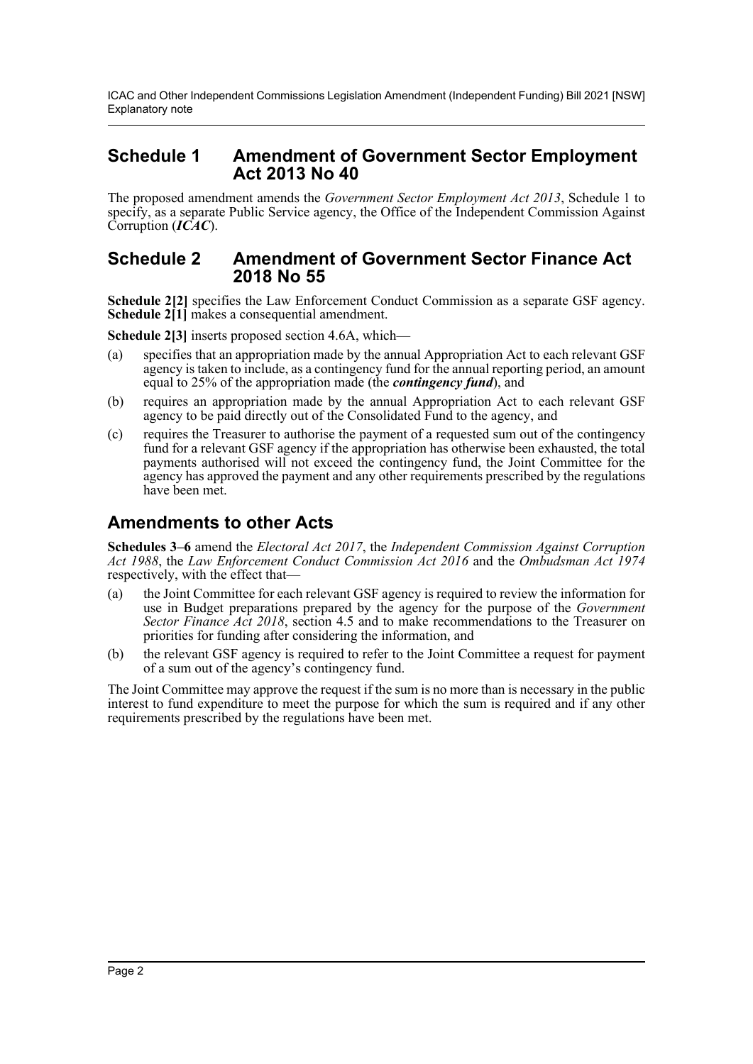## Schedule 1 Amendment of Government Sector Employment Act 2013 No 40

The proposed amendment amends the *Government Sector Employment Act 2013*, Schedule 1 to specify, as a separate Public Service agency, the Office of the Independent Commission Against Corruption (***ICAC***).

## Schedule 2 Amendment of Government Sector Finance Act 2018 No 55

**Schedule 2[2]** specifies the Law Enforcement Conduct Commission as a separate GSF agency. **Schedule 2[1]** makes a consequential amendment.

**Schedule 2[3]** inserts proposed section 4.6A, which—

(a) specifies that an appropriation made by the annual Appropriation Act to each relevant GSF agency is taken to include, as a contingency fund for the annual reporting period, an amount equal to 25% of the appropriation made (the ***contingency fund***), and

(b) requires an appropriation made by the annual Appropriation Act to each relevant GSF agency to be paid directly out of the Consolidated Fund to the agency, and

(c) requires the Treasurer to authorise the payment of a requested sum out of the contingency fund for a relevant GSF agency if the appropriation has otherwise been exhausted, the total payments authorised will not exceed the contingency fund, the Joint Committee for the agency has approved the payment and any other requirements prescribed by the regulations have been met.

## Amendments to other Acts

**Schedules 3–6** amend the *Electoral Act 2017*, the *Independent Commission Against Corruption Act 1988*, the *Law Enforcement Conduct Commission Act 2016* and the *Ombudsman Act 1974* respectively, with the effect that—

(a) the Joint Committee for each relevant GSF agency is required to review the information for use in Budget preparations prepared by the agency for the purpose of the *Government Sector Finance Act 2018*, section 4.5 and to make recommendations to the Treasurer on priorities for funding after considering the information, and

(b) the relevant GSF agency is required to refer to the Joint Committee a request for payment of a sum out of the agency's contingency fund.

The Joint Committee may approve the request if the sum is no more than is necessary in the public interest to fund expenditure to meet the purpose for which the sum is required and if any other requirements prescribed by the regulations have been met.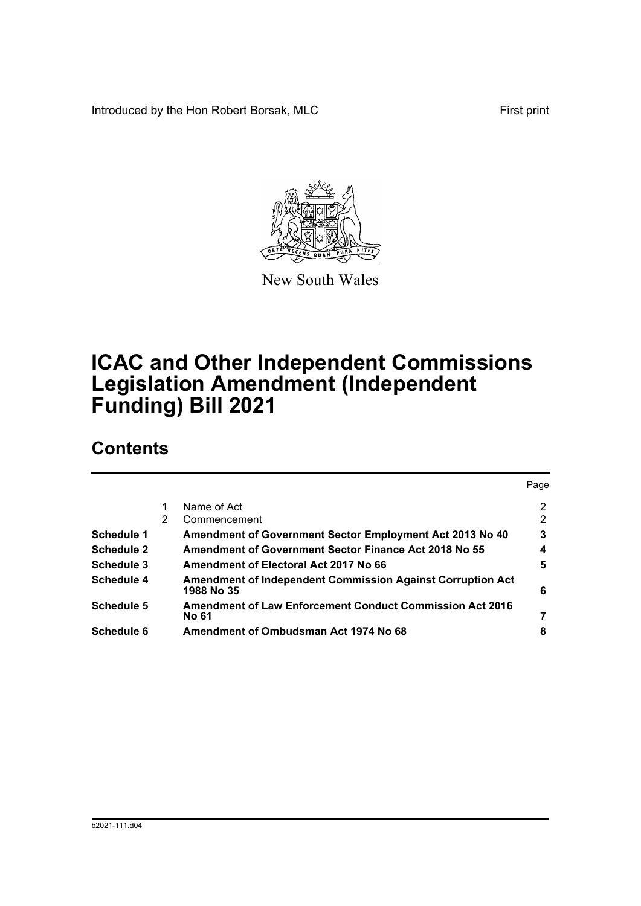Introduced by the Hon Robert Borsak, MLC First print

New South Wales

# ICAC and Other Independent Commissions Legislation Amendment (Independent Funding) Bill 2021

## Contents

| | | | Page |
|---|---|---|---|
| | 1 | Name of Act | 2 |
| | 2 | Commencement | 2 |
| **Schedule 1** | | **Amendment of Government Sector Employment Act 2013 No 40** | **3** |
| **Schedule 2** | | **Amendment of Government Sector Finance Act 2018 No 55** | **4** |
| **Schedule 3** | | **Amendment of Electoral Act 2017 No 66** | **5** |
| **Schedule 4** | | **Amendment of Independent Commission Against Corruption Act 1988 No 35** | **6** |
| **Schedule 5** | | **Amendment of Law Enforcement Conduct Commission Act 2016 No 61** | **7** |
| **Schedule 6** | | **Amendment of Ombudsman Act 1974 No 68** | **8** |

b2021-111.d04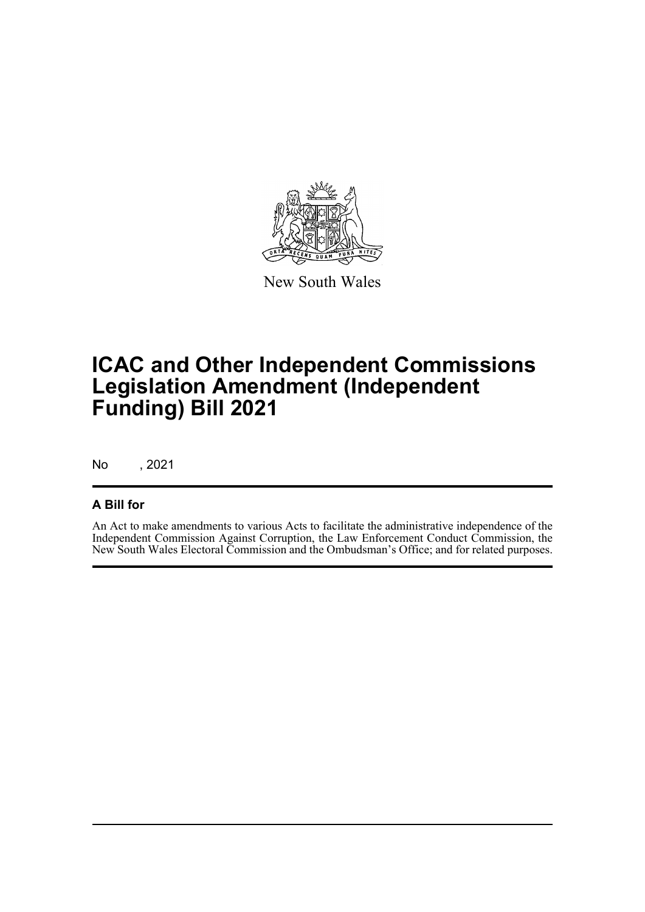New South Wales

# ICAC and Other Independent Commissions Legislation Amendment (Independent Funding) Bill 2021

No , 2021

### A Bill for

An Act to make amendments to various Acts to facilitate the administrative independence of the Independent Commission Against Corruption, the Law Enforcement Conduct Commission, the New South Wales Electoral Commission and the Ombudsman's Office; and for related purposes.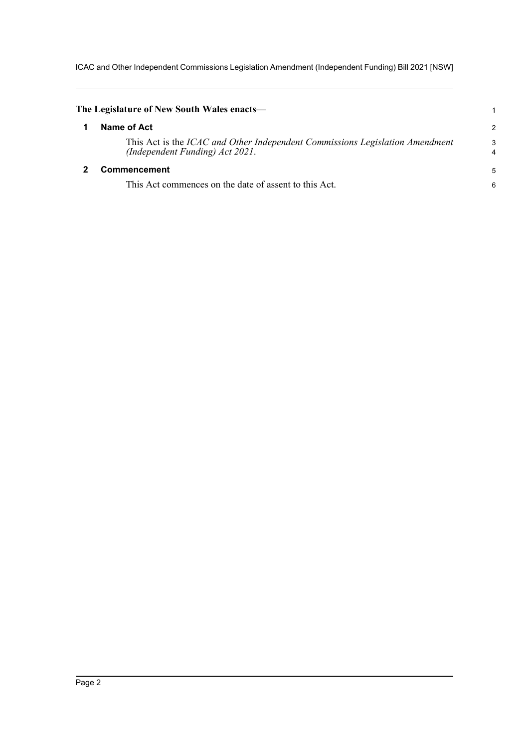**The Legislature of New South Wales enacts—**

## 1 Name of Act

This Act is the *ICAC and Other Independent Commissions Legislation Amendment (Independent Funding) Act 2021*.

## 2 Commencement

This Act commences on the date of assent to this Act.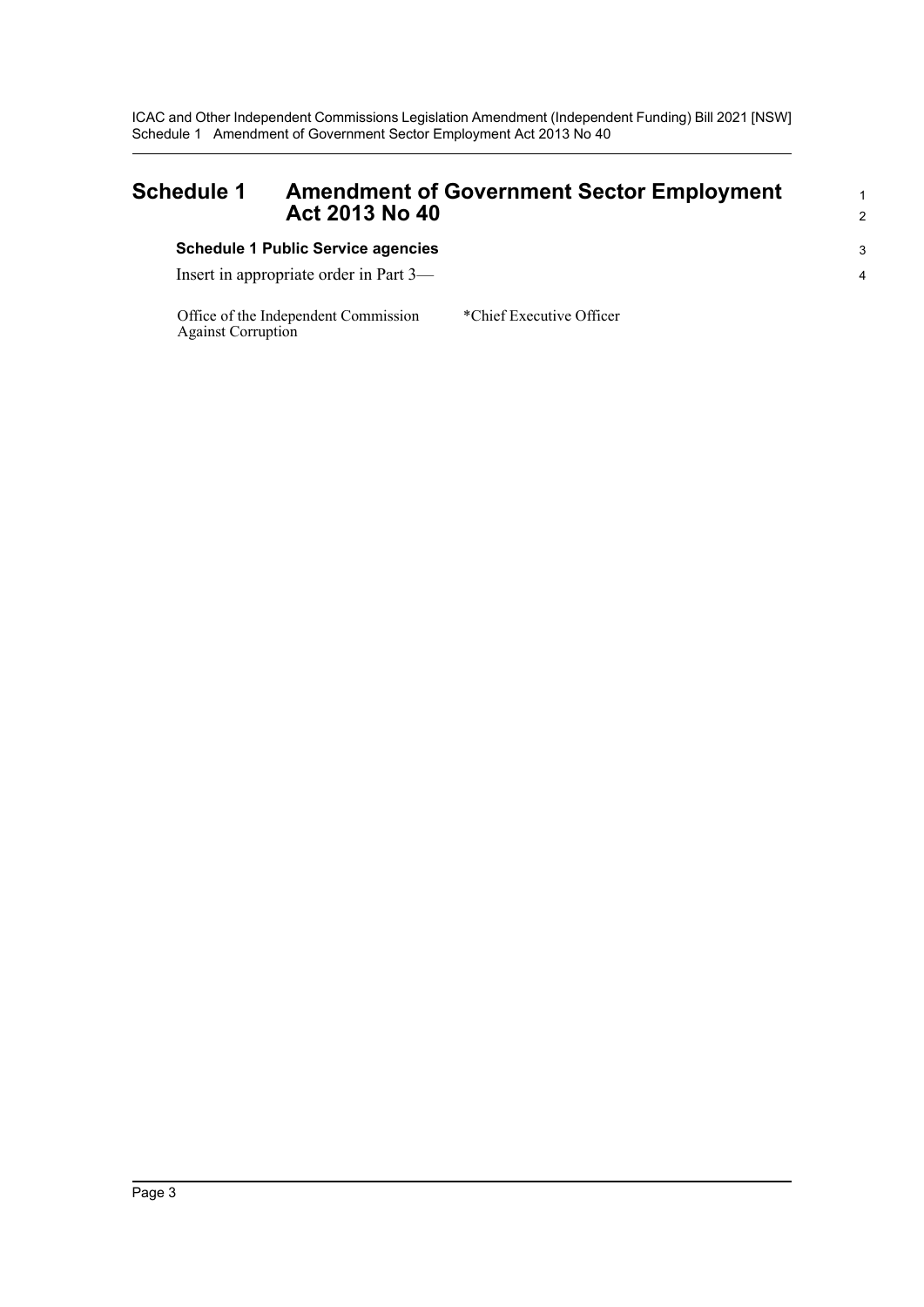# Schedule 1 Amendment of Government Sector Employment Act 2013 No 40

### Schedule 1 Public Service agencies

Insert in appropriate order in Part 3—

| | |
|---|---|
| Office of the Independent Commission Against Corruption | *Chief Executive Officer |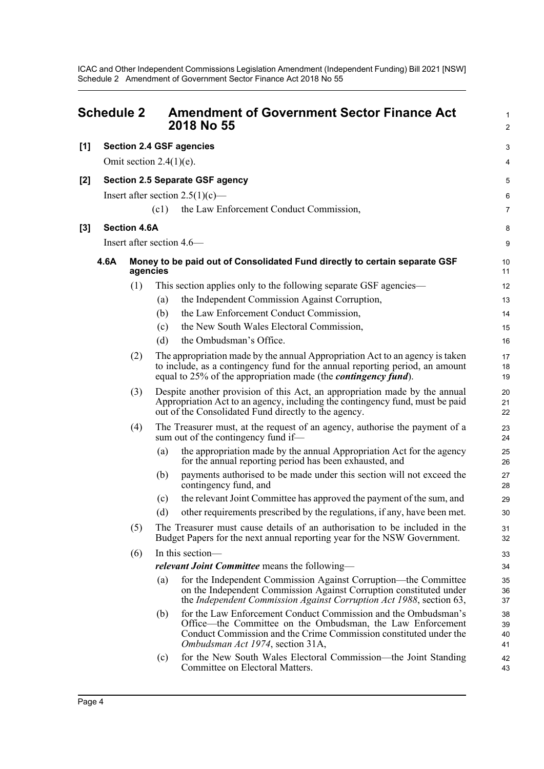# Schedule 2 Amendment of Government Sector Finance Act 2018 No 55

**[1] Section 2.4 GSF agencies**

Omit section 2.4(1)(e).

**[2] Section 2.5 Separate GSF agency**

Insert after section 2.5(1)(c)—

(c1) the Law Enforcement Conduct Commission,

**[3] Section 4.6A**

Insert after section 4.6—

**4.6A Money to be paid out of Consolidated Fund directly to certain separate GSF agencies**

(1) This section applies only to the following separate GSF agencies—

(a) the Independent Commission Against Corruption,

(b) the Law Enforcement Conduct Commission,

(c) the New South Wales Electoral Commission,

(d) the Ombudsman's Office.

(2) The appropriation made by the annual Appropriation Act to an agency is taken to include, as a contingency fund for the annual reporting period, an amount equal to 25% of the appropriation made (the ***contingency fund***).

(3) Despite another provision of this Act, an appropriation made by the annual Appropriation Act to an agency, including the contingency fund, must be paid out of the Consolidated Fund directly to the agency.

(4) The Treasurer must, at the request of an agency, authorise the payment of a sum out of the contingency fund if—

(a) the appropriation made by the annual Appropriation Act for the agency for the annual reporting period has been exhausted, and

(b) payments authorised to be made under this section will not exceed the contingency fund, and

(c) the relevant Joint Committee has approved the payment of the sum, and

(d) other requirements prescribed by the regulations, if any, have been met.

(5) The Treasurer must cause details of an authorisation to be included in the Budget Papers for the next annual reporting year for the NSW Government.

(6) In this section—

***relevant Joint Committee*** means the following—

(a) for the Independent Commission Against Corruption—the Committee on the Independent Commission Against Corruption constituted under the *Independent Commission Against Corruption Act 1988*, section 63,

(b) for the Law Enforcement Conduct Commission and the Ombudsman's Office—the Committee on the Ombudsman, the Law Enforcement Conduct Commission and the Crime Commission constituted under the *Ombudsman Act 1974*, section 31A,

(c) for the New South Wales Electoral Commission—the Joint Standing Committee on Electoral Matters.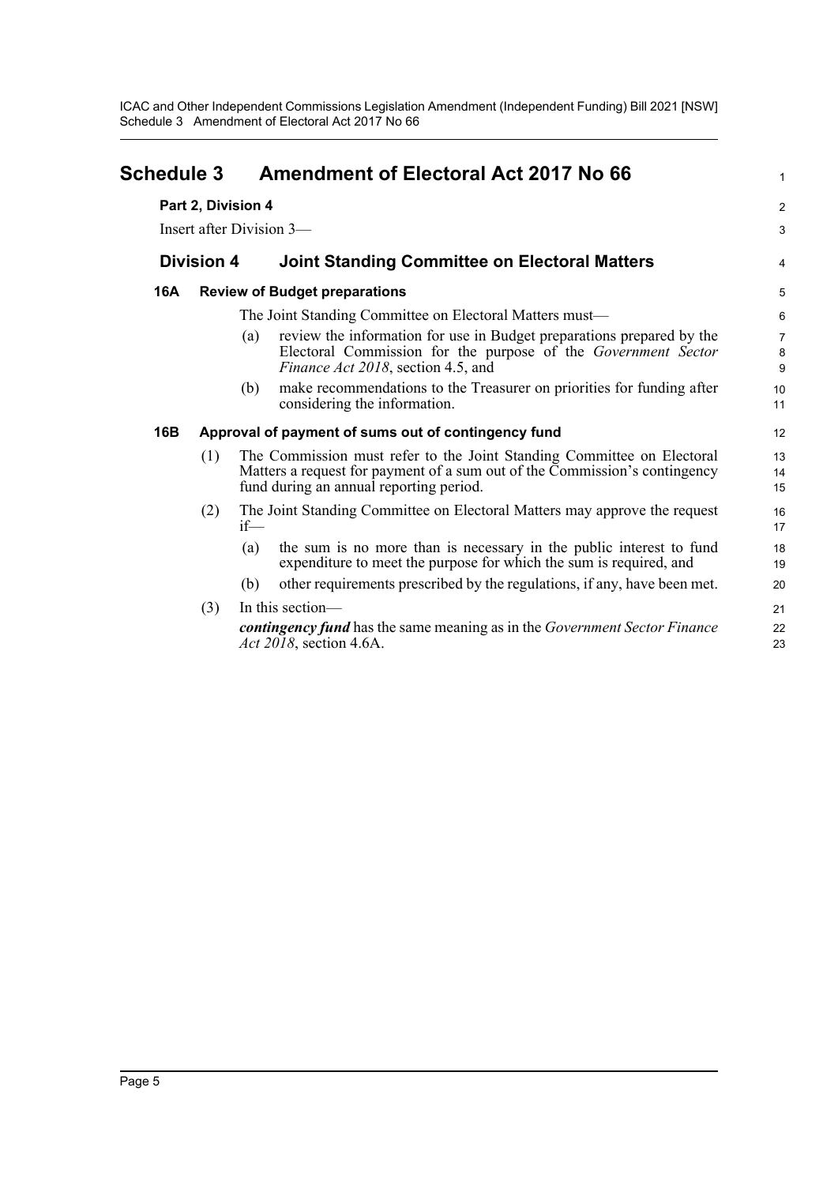# Schedule 3 Amendment of Electoral Act 2017 No 66

**Part 2, Division 4**

Insert after Division 3—

## Division 4 Joint Standing Committee on Electoral Matters

### 16A Review of Budget preparations

The Joint Standing Committee on Electoral Matters must—

(a) review the information for use in Budget preparations prepared by the Electoral Commission for the purpose of the *Government Sector Finance Act 2018*, section 4.5, and

(b) make recommendations to the Treasurer on priorities for funding after considering the information.

### 16B Approval of payment of sums out of contingency fund

(1) The Commission must refer to the Joint Standing Committee on Electoral Matters a request for payment of a sum out of the Commission's contingency fund during an annual reporting period.

(2) The Joint Standing Committee on Electoral Matters may approve the request if—

(a) the sum is no more than is necessary in the public interest to fund expenditure to meet the purpose for which the sum is required, and

(b) other requirements prescribed by the regulations, if any, have been met.

(3) In this section—

***contingency fund*** has the same meaning as in the *Government Sector Finance Act 2018*, section 4.6A.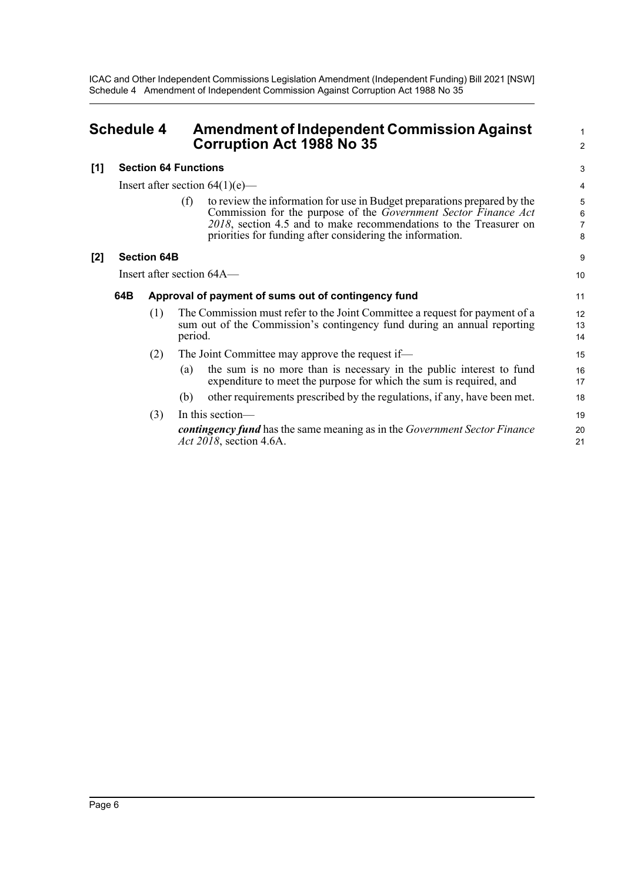## Schedule 4 Amendment of Independent Commission Against Corruption Act 1988 No 35

### [1] Section 64 Functions

Insert after section 64(1)(e)—

(f) to review the information for use in Budget preparations prepared by the Commission for the purpose of the *Government Sector Finance Act 2018*, section 4.5 and to make recommendations to the Treasurer on priorities for funding after considering the information.

### [2] Section 64B

Insert after section 64A—

#### 64B Approval of payment of sums out of contingency fund

(1) The Commission must refer to the Joint Committee a request for payment of a sum out of the Commission's contingency fund during an annual reporting period.

(2) The Joint Committee may approve the request if—

(a) the sum is no more than is necessary in the public interest to fund expenditure to meet the purpose for which the sum is required, and

(b) other requirements prescribed by the regulations, if any, have been met.

(3) In this section—

***contingency fund*** has the same meaning as in the *Government Sector Finance Act 2018*, section 4.6A.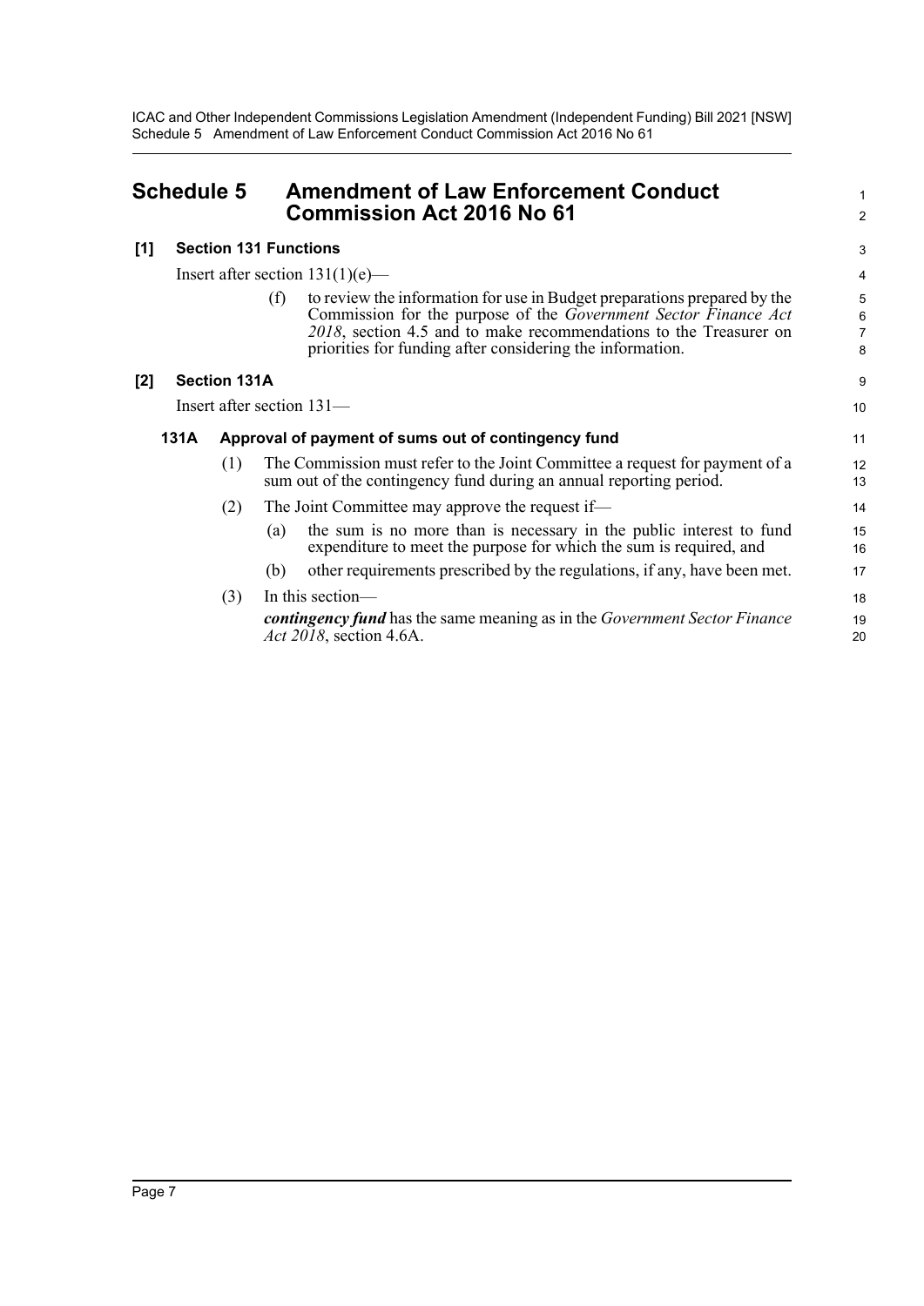## Schedule 5 Amendment of Law Enforcement Conduct Commission Act 2016 No 61

### [1] Section 131 Functions

Insert after section 131(1)(e)—

(f) to review the information for use in Budget preparations prepared by the Commission for the purpose of the *Government Sector Finance Act 2018*, section 4.5 and to make recommendations to the Treasurer on priorities for funding after considering the information.

### [2] Section 131A

Insert after section 131—

#### 131A Approval of payment of sums out of contingency fund

(1) The Commission must refer to the Joint Committee a request for payment of a sum out of the contingency fund during an annual reporting period.

(2) The Joint Committee may approve the request if—

(a) the sum is no more than is necessary in the public interest to fund expenditure to meet the purpose for which the sum is required, and

(b) other requirements prescribed by the regulations, if any, have been met.

(3) In this section—

***contingency fund*** has the same meaning as in the *Government Sector Finance Act 2018*, section 4.6A.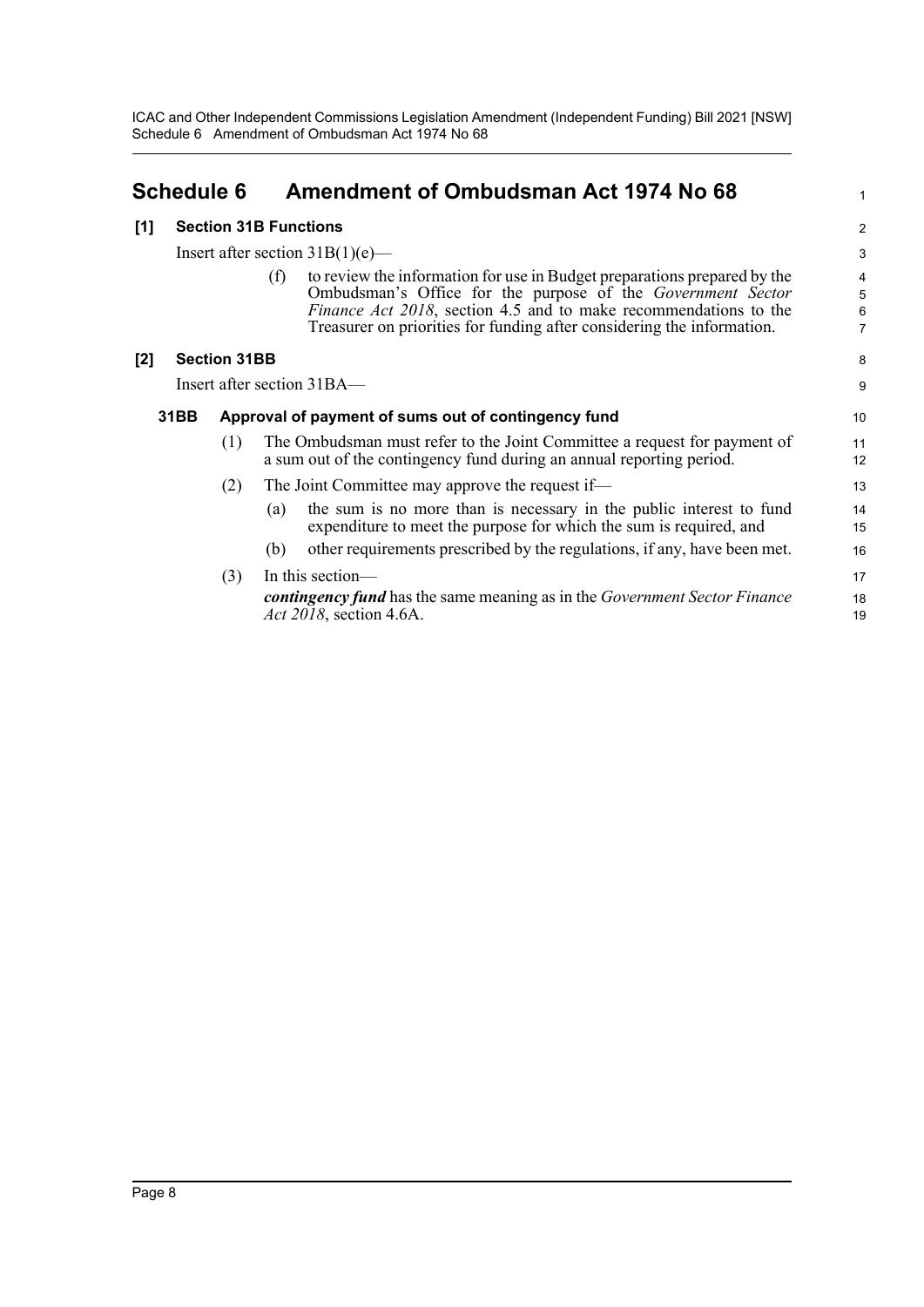# Schedule 6 Amendment of Ombudsman Act 1974 No 68

## [1] Section 31B Functions

Insert after section 31B(1)(e)—

(f) to review the information for use in Budget preparations prepared by the Ombudsman's Office for the purpose of the *Government Sector Finance Act 2018*, section 4.5 and to make recommendations to the Treasurer on priorities for funding after considering the information.

## [2] Section 31BB

Insert after section 31BA—

### 31BB Approval of payment of sums out of contingency fund

(1) The Ombudsman must refer to the Joint Committee a request for payment of a sum out of the contingency fund during an annual reporting period.

(2) The Joint Committee may approve the request if—

(a) the sum is no more than is necessary in the public interest to fund expenditure to meet the purpose for which the sum is required, and

(b) other requirements prescribed by the regulations, if any, have been met.

(3) In this section—

***contingency fund*** has the same meaning as in the *Government Sector Finance Act 2018*, section 4.6A.